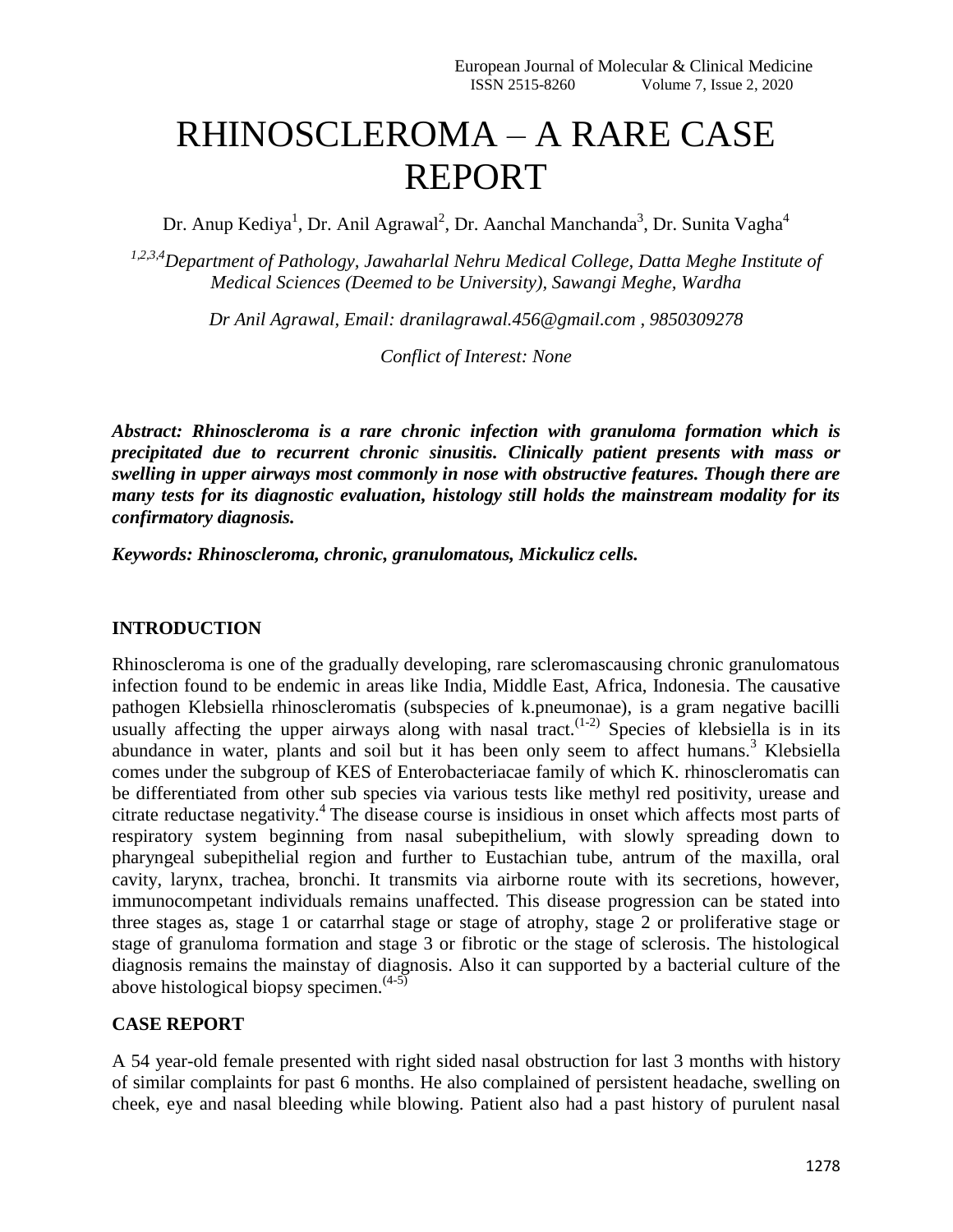# RHINOSCLEROMA – A RARE CASE REPORT

Dr. Anup Kediya[1], Dr. Anil Agrawal[2], Dr. Aanchal Manchanda[3], Dr. Sunita Vagha[4]

*[1,2,3,4]Department of Pathology, Jawaharlal Nehru Medical College, Datta Meghe Institute of Medical Sciences (Deemed to be University), Sawangi Meghe, Wardha*

*Dr Anil Agrawal, Email: dranilagrawal.456@gmail.com , 9850309278*

*Conflict of Interest: None*

***Abstract: Rhinoscleroma is a rare chronic infection with granuloma formation which is precipitated due to recurrent chronic sinusitis. Clinically patient presents with mass or swelling in upper airways most commonly in nose with obstructive features. Though there are many tests for its diagnostic evaluation, histology still holds the mainstream modality for its confirmatory diagnosis.***

***Keywords: Rhinoscleroma, chronic, granulomatous, Mickulicz cells.***

## INTRODUCTION

Rhinoscleroma is one of the gradually developing, rare scleromascausing chronic granulomatous infection found to be endemic in areas like India, Middle East, Africa, Indonesia. The causative pathogen Klebsiella rhinoscleromatis (subspecies of k.pneumonae), is a gram negative bacilli usually affecting the upper airways along with nasal tract.(1-2) Species of klebsiella is in its abundance in water, plants and soil but it has been only seem to affect humans.[3] Klebsiella comes under the subgroup of KES of Enterobacteriacae family of which K. rhinoscleromatis can be differentiated from other sub species via various tests like methyl red positivity, urease and citrate reductase negativity.[4] The disease course is insidious in onset which affects most parts of respiratory system beginning from nasal subepithelium, with slowly spreading down to pharyngeal subepithelial region and further to Eustachian tube, antrum of the maxilla, oral cavity, larynx, trachea, bronchi. It transmits via airborne route with its secretions, however, immunocompetant individuals remains unaffected. This disease progression can be stated into three stages as, stage 1 or catarrhal stage or stage of atrophy, stage 2 or proliferative stage or stage of granuloma formation and stage 3 or fibrotic or the stage of sclerosis. The histological diagnosis remains the mainstay of diagnosis. Also it can supported by a bacterial culture of the above histological biopsy specimen.(4-5)

## CASE REPORT

A 54 year-old female presented with right sided nasal obstruction for last 3 months with history of similar complaints for past 6 months. He also complained of persistent headache, swelling on cheek, eye and nasal bleeding while blowing. Patient also had a past history of purulent nasal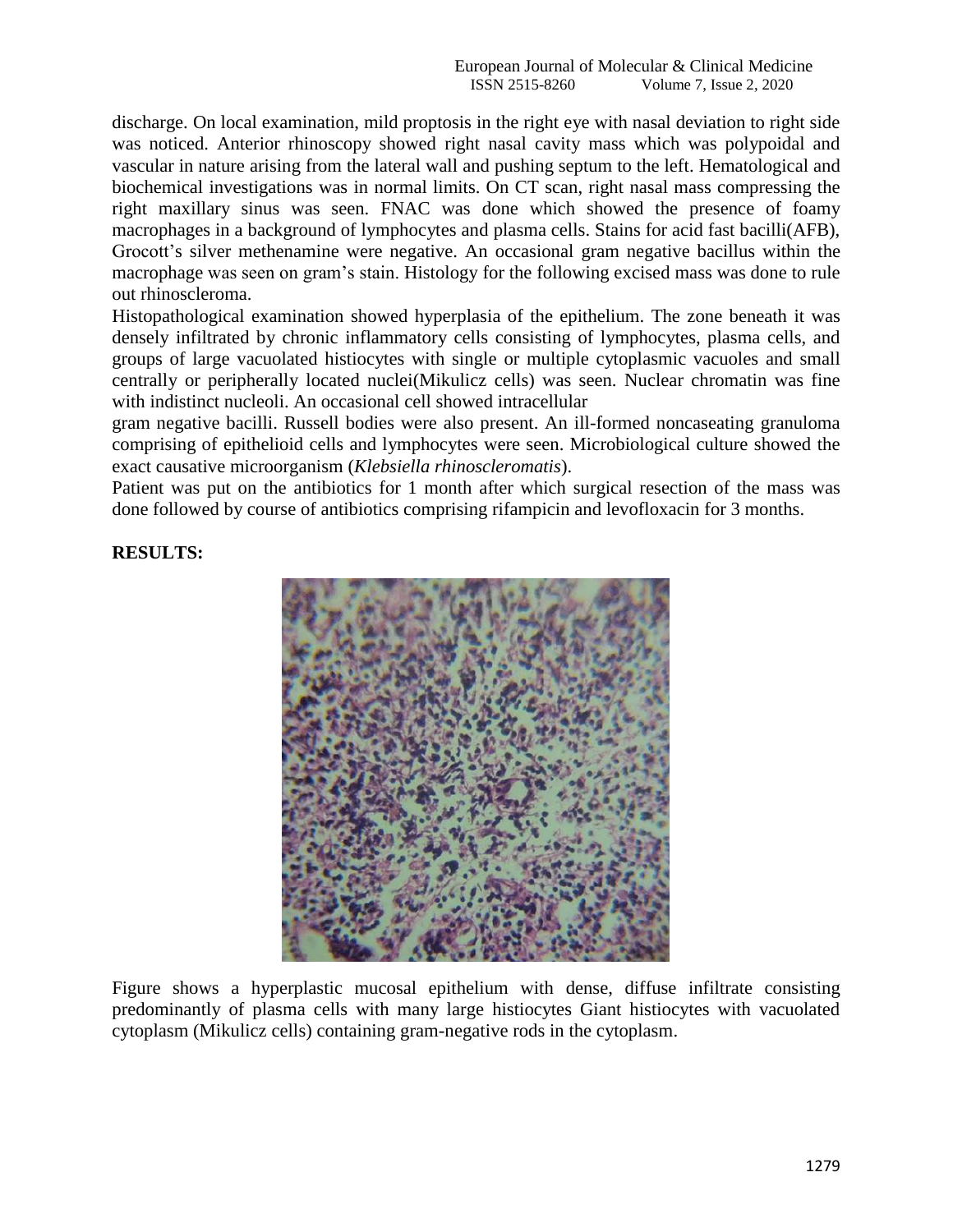discharge. On local examination, mild proptosis in the right eye with nasal deviation to right side was noticed. Anterior rhinoscopy showed right nasal cavity mass which was polypoidal and vascular in nature arising from the lateral wall and pushing septum to the left. Hematological and biochemical investigations was in normal limits. On CT scan, right nasal mass compressing the right maxillary sinus was seen. FNAC was done which showed the presence of foamy macrophages in a background of lymphocytes and plasma cells. Stains for acid fast bacilli(AFB), Grocott's silver methenamine were negative. An occasional gram negative bacillus within the macrophage was seen on gram's stain. Histology for the following excised mass was done to rule out rhinoscleroma.

Histopathological examination showed hyperplasia of the epithelium. The zone beneath it was densely infiltrated by chronic inflammatory cells consisting of lymphocytes, plasma cells, and groups of large vacuolated histiocytes with single or multiple cytoplasmic vacuoles and small centrally or peripherally located nuclei(Mikulicz cells) was seen. Nuclear chromatin was fine with indistinct nucleoli. An occasional cell showed intracellular gram negative bacilli. Russell bodies were also present. An ill-formed noncaseating granuloma comprising of epithelioid cells and lymphocytes were seen. Microbiological culture showed the exact causative microorganism (*Klebsiella rhinoscleromatis*).

Patient was put on the antibiotics for 1 month after which surgical resection of the mass was done followed by course of antibiotics comprising rifampicin and levofloxacin for 3 months.

## RESULTS:

Figure shows a hyperplastic mucosal epithelium with dense, diffuse infiltrate consisting predominantly of plasma cells with many large histiocytes Giant histiocytes with vacuolated cytoplasm (Mikulicz cells) containing gram-negative rods in the cytoplasm.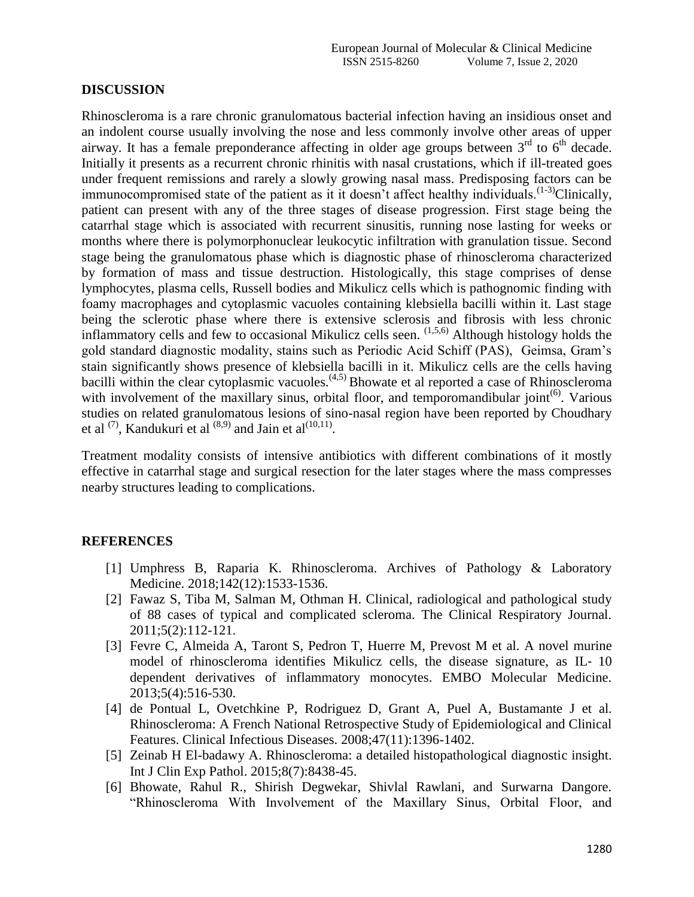## DISCUSSION

Rhinoscleroma is a rare chronic granulomatous bacterial infection having an insidious onset and an indolent course usually involving the nose and less commonly involve other areas of upper airway. It has a female preponderance affecting in older age groups between 3rd to 6th decade. Initially it presents as a recurrent chronic rhinitis with nasal crustations, which if ill-treated goes under frequent remissions and rarely a slowly growing nasal mass. Predisposing factors can be immunocompromised state of the patient as it it doesn't affect healthy individuals.[1-3]Clinically, patient can present with any of the three stages of disease progression. First stage being the catarrhal stage which is associated with recurrent sinusitis, running nose lasting for weeks or months where there is polymorphonuclear leukocytic infiltration with granulation tissue. Second stage being the granulomatous phase which is diagnostic phase of rhinoscleroma characterized by formation of mass and tissue destruction. Histologically, this stage comprises of dense lymphocytes, plasma cells, Russell bodies and Mikulicz cells which is pathognomic finding with foamy macrophages and cytoplasmic vacuoles containing klebsiella bacilli within it. Last stage being the sclerotic phase where there is extensive sclerosis and fibrosis with less chronic inflammatory cells and few to occasional Mikulicz cells seen. [1,5,6] Although histology holds the gold standard diagnostic modality, stains such as Periodic Acid Schiff (PAS), Geimsa, Gram's stain significantly shows presence of klebsiella bacilli in it. Mikulicz cells are the cells having bacilli within the clear cytoplasmic vacuoles.[4,5] Bhowate et al reported a case of Rhinoscleroma with involvement of the maxillary sinus, orbital floor, and temporomandibular joint[6]. Various studies on related granulomatous lesions of sino-nasal region have been reported by Choudhary et al [7], Kandukuri et al [8,9] and Jain et al[10,11].

Treatment modality consists of intensive antibiotics with different combinations of it mostly effective in catarrhal stage and surgical resection for the later stages where the mass compresses nearby structures leading to complications.

## REFERENCES

[1] Umphress B, Raparia K. Rhinoscleroma. Archives of Pathology & Laboratory Medicine. 2018;142(12):1533-1536.

[2] Fawaz S, Tiba M, Salman M, Othman H. Clinical, radiological and pathological study of 88 cases of typical and complicated scleroma. The Clinical Respiratory Journal. 2011;5(2):112-121.

[3] Fevre C, Almeida A, Taront S, Pedron T, Huerre M, Prevost M et al. A novel murine model of rhinoscleroma identifies Mikulicz cells, the disease signature, as IL‐ 10 dependent derivatives of inflammatory monocytes. EMBO Molecular Medicine. 2013;5(4):516-530.

[4] de Pontual L, Ovetchkine P, Rodriguez D, Grant A, Puel A, Bustamante J et al. Rhinoscleroma: A French National Retrospective Study of Epidemiological and Clinical Features. Clinical Infectious Diseases. 2008;47(11):1396-1402.

[5] Zeinab H El-badawy A. Rhinoscleroma: a detailed histopathological diagnostic insight. Int J Clin Exp Pathol. 2015;8(7):8438-45.

[6] Bhowate, Rahul R., Shirish Degwekar, Shivlal Rawlani, and Surwarna Dangore. "Rhinoscleroma With Involvement of the Maxillary Sinus, Orbital Floor, and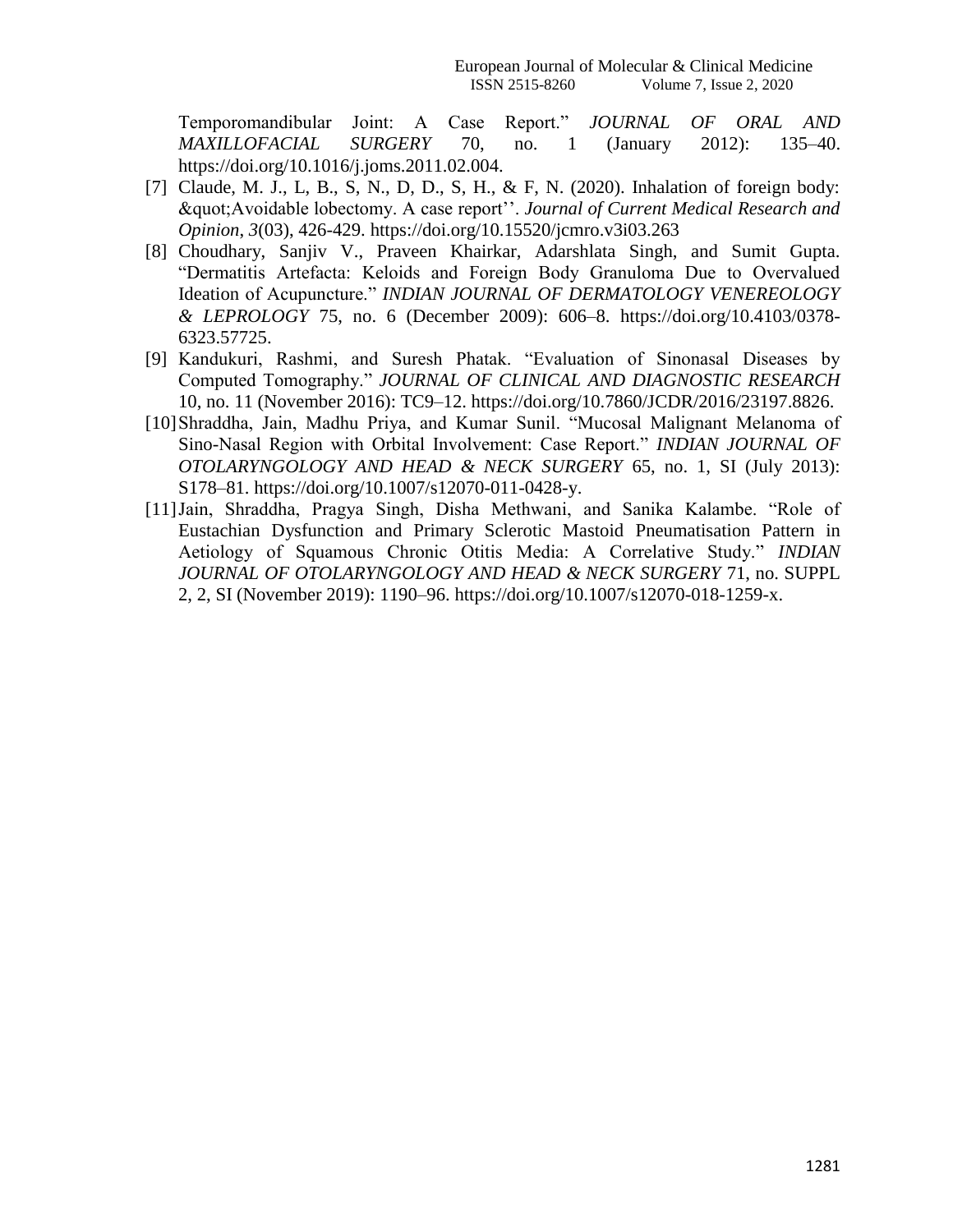Temporomandibular Joint: A Case Report." *JOURNAL OF ORAL AND MAXILLOFACIAL SURGERY* 70, no. 1 (January 2012): 135–40. https://doi.org/10.1016/j.joms.2011.02.004.

[7] Claude, M. J., L, B., S, N., D, D., S, H., & F, N. (2020). Inhalation of foreign body: &quot;Avoidable lobectomy. A case report''. *Journal of Current Medical Research and Opinion*, *3*(03), 426-429. https://doi.org/10.15520/jcmro.v3i03.263

[8] Choudhary, Sanjiv V., Praveen Khairkar, Adarshlata Singh, and Sumit Gupta. "Dermatitis Artefacta: Keloids and Foreign Body Granuloma Due to Overvalued Ideation of Acupuncture." *INDIAN JOURNAL OF DERMATOLOGY VENEREOLOGY & LEPROLOGY* 75, no. 6 (December 2009): 606–8. https://doi.org/10.4103/0378-6323.57725.

[9] Kandukuri, Rashmi, and Suresh Phatak. "Evaluation of Sinonasal Diseases by Computed Tomography." *JOURNAL OF CLINICAL AND DIAGNOSTIC RESEARCH* 10, no. 11 (November 2016): TC9–12. https://doi.org/10.7860/JCDR/2016/23197.8826.

[10] Shraddha, Jain, Madhu Priya, and Kumar Sunil. "Mucosal Malignant Melanoma of Sino-Nasal Region with Orbital Involvement: Case Report." *INDIAN JOURNAL OF OTOLARYNGOLOGY AND HEAD & NECK SURGERY* 65, no. 1, SI (July 2013): S178–81. https://doi.org/10.1007/s12070-011-0428-y.

[11] Jain, Shraddha, Pragya Singh, Disha Methwani, and Sanika Kalambe. "Role of Eustachian Dysfunction and Primary Sclerotic Mastoid Pneumatisation Pattern in Aetiology of Squamous Chronic Otitis Media: A Correlative Study." *INDIAN JOURNAL OF OTOLARYNGOLOGY AND HEAD & NECK SURGERY* 71, no. SUPPL 2, 2, SI (November 2019): 1190–96. https://doi.org/10.1007/s12070-018-1259-x.